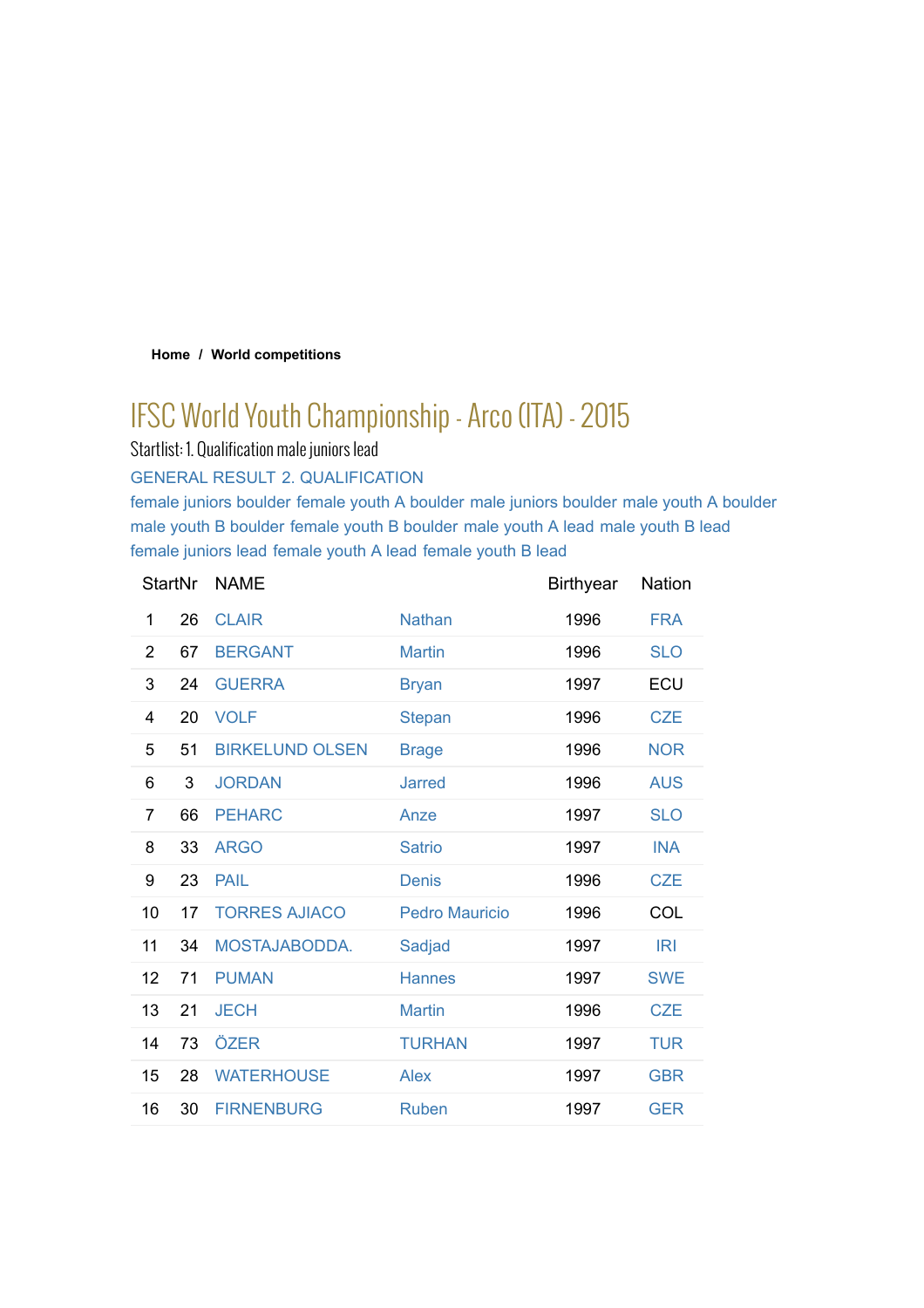**Home / World competitions**

# IFSC World Youth Championship - Arco (ITA) - 2015

Startlist: 1. Qualification male juniors lead

GENERAL RESULT 2. QUALIFICATION

female juniors boulder female youth A boulder male juniors boulder male youth A boulder male youth B boulder female youth B boulder male youth A lead male youth B lead female juniors lead female youth A lead female youth B lead

| StartNr | | NAME | | Birthyear | Nation |
|---|---|---|---|---|---|
| 1 | 26 | CLAIR | Nathan | 1996 | FRA |
| 2 | 67 | BERGANT | Martin | 1996 | SLO |
| 3 | 24 | GUERRA | Bryan | 1997 | ECU |
| 4 | 20 | VOLF | Stepan | 1996 | CZE |
| 5 | 51 | BIRKELUND OLSEN | Brage | 1996 | NOR |
| 6 | 3 | JORDAN | Jarred | 1996 | AUS |
| 7 | 66 | PEHARC | Anze | 1997 | SLO |
| 8 | 33 | ARGO | Satrio | 1997 | INA |
| 9 | 23 | PAIL | Denis | 1996 | CZE |
| 10 | 17 | TORRES AJIACO | Pedro Mauricio | 1996 | COL |
| 11 | 34 | MOSTAJABODDA. | Sadjad | 1997 | IRI |
| 12 | 71 | PUMAN | Hannes | 1997 | SWE |
| 13 | 21 | JECH | Martin | 1996 | CZE |
| 14 | 73 | ÖZER | TURHAN | 1997 | TUR |
| 15 | 28 | WATERHOUSE | Alex | 1997 | GBR |
| 16 | 30 | FIRNENBURG | Ruben | 1997 | GER |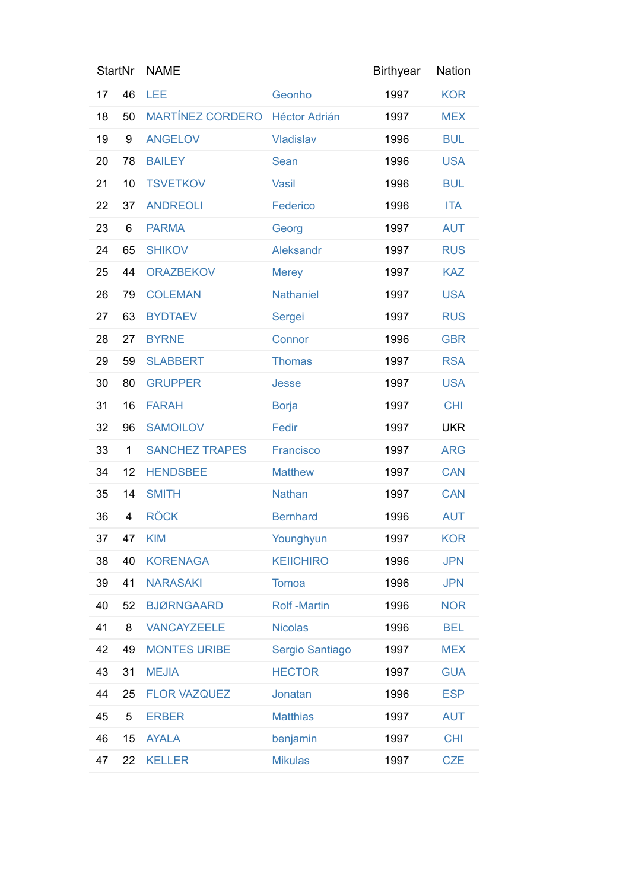| | StartNr | NAME | | Birthyear | Nation |
|---|---|---|---|---|---|
| 17 | 46 | LEE | Geonho | 1997 | KOR |
| 18 | 50 | MARTÍNEZ CORDERO | Héctor Adrián | 1997 | MEX |
| 19 | 9 | ANGELOV | Vladislav | 1996 | BUL |
| 20 | 78 | BAILEY | Sean | 1996 | USA |
| 21 | 10 | TSVETKOV | Vasil | 1996 | BUL |
| 22 | 37 | ANDREOLI | Federico | 1996 | ITA |
| 23 | 6 | PARMA | Georg | 1997 | AUT |
| 24 | 65 | SHIKOV | Aleksandr | 1997 | RUS |
| 25 | 44 | ORAZBEKOV | Merey | 1997 | KAZ |
| 26 | 79 | COLEMAN | Nathaniel | 1997 | USA |
| 27 | 63 | BYDTAEV | Sergei | 1997 | RUS |
| 28 | 27 | BYRNE | Connor | 1996 | GBR |
| 29 | 59 | SLABBERT | Thomas | 1997 | RSA |
| 30 | 80 | GRUPPER | Jesse | 1997 | USA |
| 31 | 16 | FARAH | Borja | 1997 | CHI |
| 32 | 96 | SAMOILOV | Fedir | 1997 | UKR |
| 33 | 1 | SANCHEZ TRAPES | Francisco | 1997 | ARG |
| 34 | 12 | HENDSBEE | Matthew | 1997 | CAN |
| 35 | 14 | SMITH | Nathan | 1997 | CAN |
| 36 | 4 | RÖCK | Bernhard | 1996 | AUT |
| 37 | 47 | KIM | Younghyun | 1997 | KOR |
| 38 | 40 | KORENAGA | KEIICHIRO | 1996 | JPN |
| 39 | 41 | NARASAKI | Tomoa | 1996 | JPN |
| 40 | 52 | BJØRNGAARD | Rolf -Martin | 1996 | NOR |
| 41 | 8 | VANCAYZEELE | Nicolas | 1996 | BEL |
| 42 | 49 | MONTES URIBE | Sergio Santiago | 1997 | MEX |
| 43 | 31 | MEJIA | HECTOR | 1997 | GUA |
| 44 | 25 | FLOR VAZQUEZ | Jonatan | 1996 | ESP |
| 45 | 5 | ERBER | Matthias | 1997 | AUT |
| 46 | 15 | AYALA | benjamin | 1997 | CHI |
| 47 | 22 | KELLER | Mikulas | 1997 | CZE |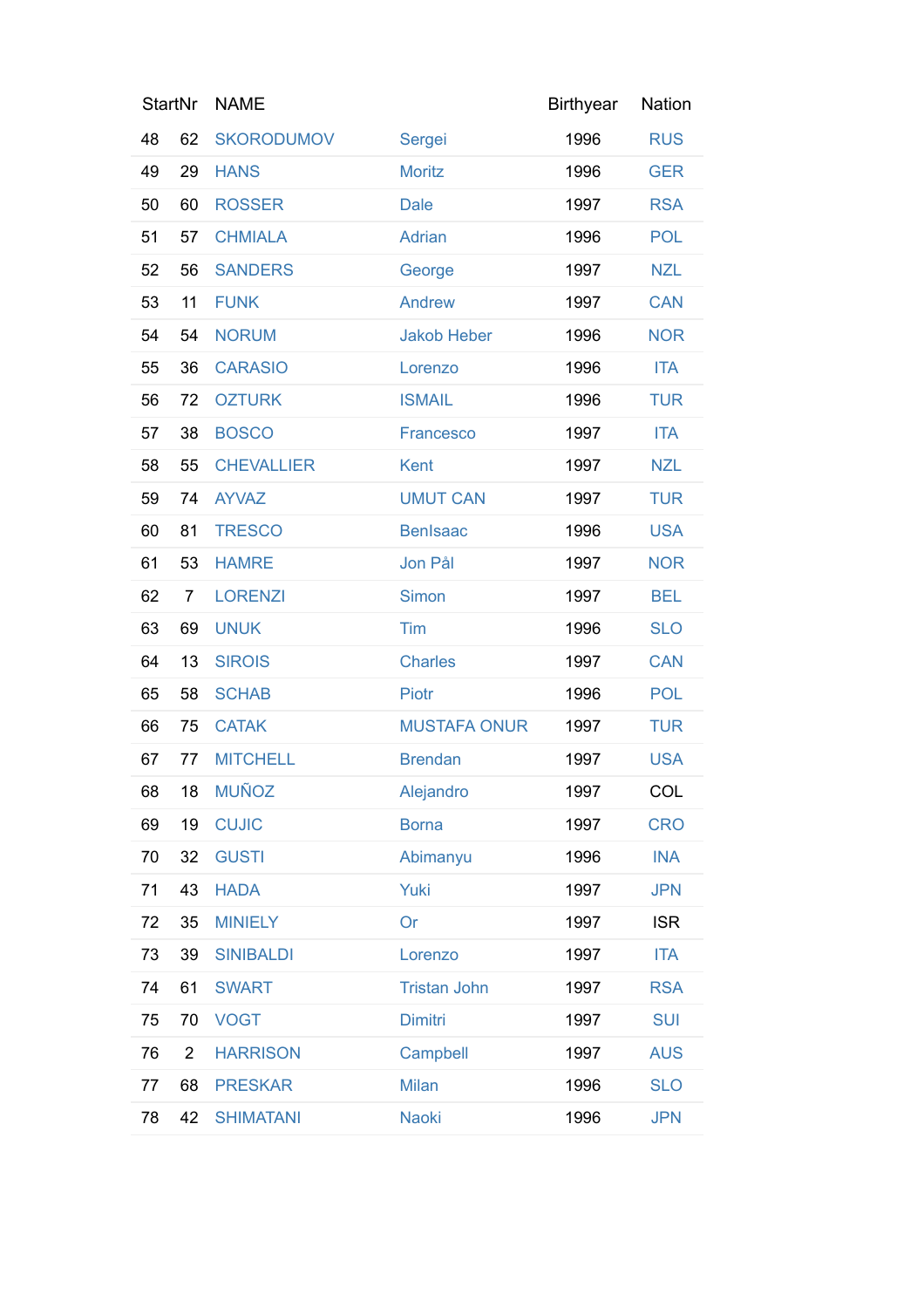| | StartNr | NAME | | Birthyear | Nation |
|---|---|---|---|---|---|
| 48 | 62 | SKORODUMOV | Sergei | 1996 | RUS |
| 49 | 29 | HANS | Moritz | 1996 | GER |
| 50 | 60 | ROSSER | Dale | 1997 | RSA |
| 51 | 57 | CHMIALA | Adrian | 1996 | POL |
| 52 | 56 | SANDERS | George | 1997 | NZL |
| 53 | 11 | FUNK | Andrew | 1997 | CAN |
| 54 | 54 | NORUM | Jakob Heber | 1996 | NOR |
| 55 | 36 | CARASIO | Lorenzo | 1996 | ITA |
| 56 | 72 | OZTURK | ISMAIL | 1996 | TUR |
| 57 | 38 | BOSCO | Francesco | 1997 | ITA |
| 58 | 55 | CHEVALLIER | Kent | 1997 | NZL |
| 59 | 74 | AYVAZ | UMUT CAN | 1997 | TUR |
| 60 | 81 | TRESCO | BenIsaac | 1996 | USA |
| 61 | 53 | HAMRE | Jon Pål | 1997 | NOR |
| 62 | 7 | LORENZI | Simon | 1997 | BEL |
| 63 | 69 | UNUK | Tim | 1996 | SLO |
| 64 | 13 | SIROIS | Charles | 1997 | CAN |
| 65 | 58 | SCHAB | Piotr | 1996 | POL |
| 66 | 75 | CATAK | MUSTAFA ONUR | 1997 | TUR |
| 67 | 77 | MITCHELL | Brendan | 1997 | USA |
| 68 | 18 | MUÑOZ | Alejandro | 1997 | COL |
| 69 | 19 | CUJIC | Borna | 1997 | CRO |
| 70 | 32 | GUSTI | Abimanyu | 1996 | INA |
| 71 | 43 | HADA | Yuki | 1997 | JPN |
| 72 | 35 | MINIELY | Or | 1997 | ISR |
| 73 | 39 | SINIBALDI | Lorenzo | 1997 | ITA |
| 74 | 61 | SWART | Tristan John | 1997 | RSA |
| 75 | 70 | VOGT | Dimitri | 1997 | SUI |
| 76 | 2 | HARRISON | Campbell | 1997 | AUS |
| 77 | 68 | PRESKAR | Milan | 1996 | SLO |
| 78 | 42 | SHIMATANI | Naoki | 1996 | JPN |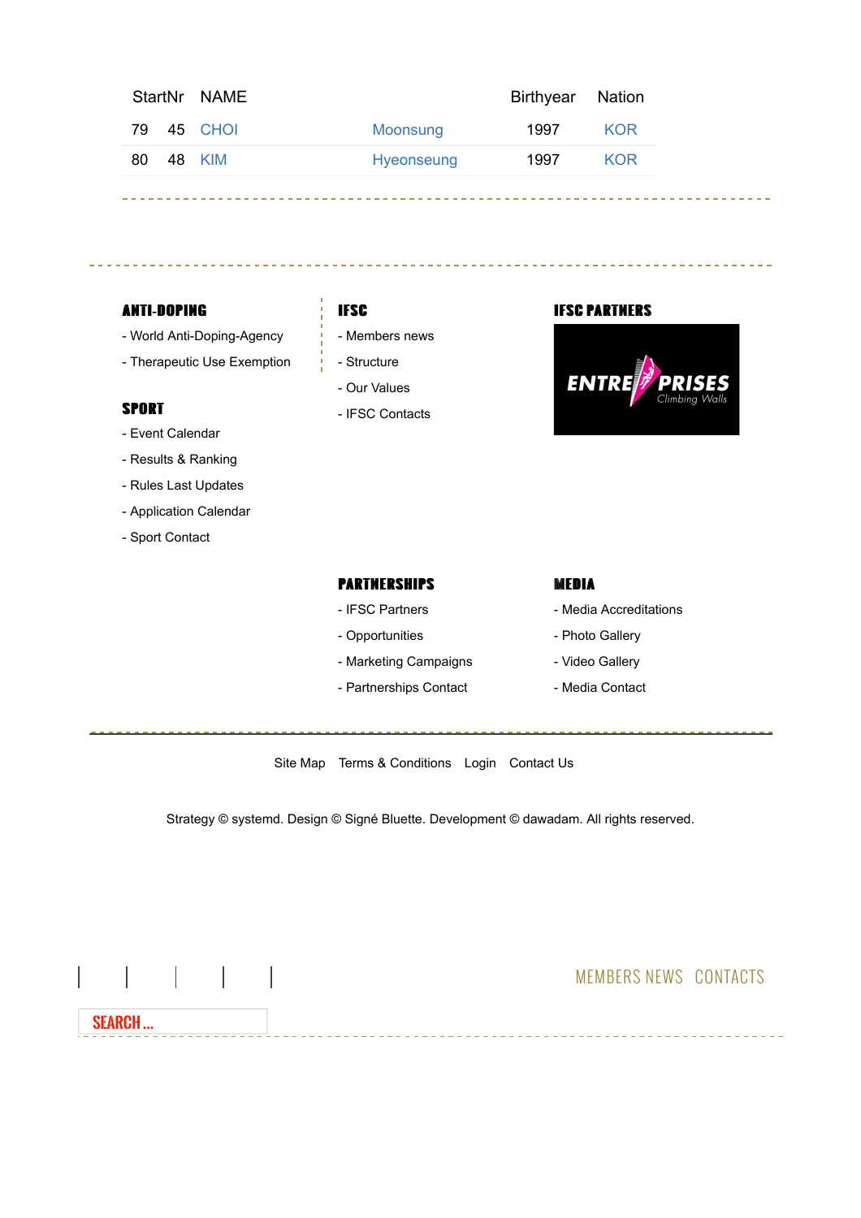| StartNr | | NAME | | Birthyear | Nation |
|---|---|---|---|---|---|
| 79 | 45 | CHOI | Moonsung | 1997 | KOR |
| 80 | 48 | KIM | Hyeonseung | 1997 | KOR |

### ANTI-DOPING

- World Anti-Doping-Agency
- Therapeutic Use Exemption

### SPORT

- Event Calendar
- Results & Ranking
- Rules Last Updates
- Application Calendar
- Sport Contact

### IFSC

- Members news
- Structure
- Our Values
- IFSC Contacts

### IFSC PARTNERS

ENTRE PRISES Climbing Walls

### PARTNERSHIPS

- IFSC Partners
- Opportunities
- Marketing Campaigns
- Partnerships Contact

### MEDIA

- Media Accreditations
- Photo Gallery
- Video Gallery
- Media Contact

Site Map Terms & Conditions Login Contact Us

Strategy © systemd. Design © Signé Bluette. Development © dawadam. All rights reserved.

MEMBERS NEWS CONTACTS

SEARCH ...